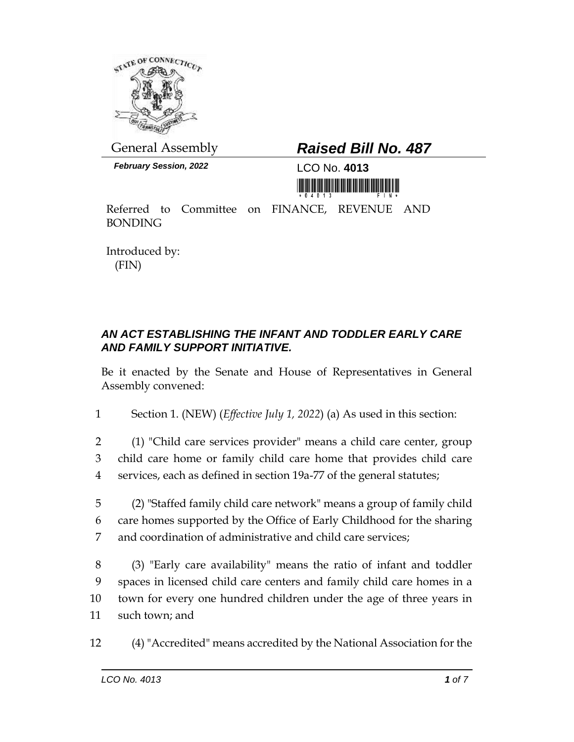General Assembly

# *Raised Bill No. 487*

***February Session, 2022***

LCO No. **4013**

Referred to Committee on FINANCE, REVENUE AND BONDING

Introduced by:
(FIN)

## *AN ACT ESTABLISHING THE INFANT AND TODDLER EARLY CARE AND FAMILY SUPPORT INITIATIVE.*

Be it enacted by the Senate and House of Representatives in General Assembly convened:

1 Section 1. (NEW) (*Effective July 1, 2022*) (a) As used in this section:

2 (1) "Child care services provider" means a child care center, group
3 child care home or family child care home that provides child care
4 services, each as defined in section 19a-77 of the general statutes;

5 (2) "Staffed family child care network" means a group of family child
6 care homes supported by the Office of Early Childhood for the sharing
7 and coordination of administrative and child care services;

8 (3) "Early care availability" means the ratio of infant and toddler
9 spaces in licensed child care centers and family child care homes in a
10 town for every one hundred children under the age of three years in
11 such town; and

12 (4) "Accredited" means accredited by the National Association for the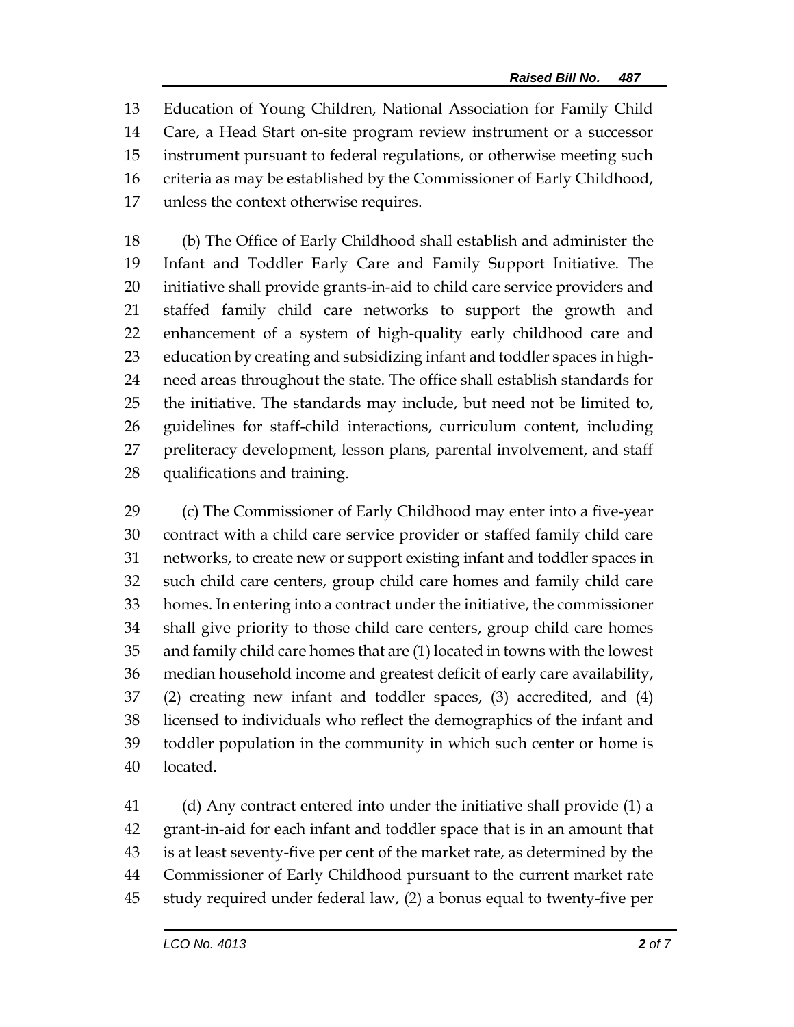Education of Young Children, National Association for Family Child Care, a Head Start on-site program review instrument or a successor instrument pursuant to federal regulations, or otherwise meeting such criteria as may be established by the Commissioner of Early Childhood, unless the context otherwise requires.

(b) The Office of Early Childhood shall establish and administer the Infant and Toddler Early Care and Family Support Initiative. The initiative shall provide grants-in-aid to child care service providers and staffed family child care networks to support the growth and enhancement of a system of high-quality early childhood care and education by creating and subsidizing infant and toddler spaces in high-need areas throughout the state. The office shall establish standards for the initiative. The standards may include, but need not be limited to, guidelines for staff-child interactions, curriculum content, including preliteracy development, lesson plans, parental involvement, and staff qualifications and training.

(c) The Commissioner of Early Childhood may enter into a five-year contract with a child care service provider or staffed family child care networks, to create new or support existing infant and toddler spaces in such child care centers, group child care homes and family child care homes. In entering into a contract under the initiative, the commissioner shall give priority to those child care centers, group child care homes and family child care homes that are (1) located in towns with the lowest median household income and greatest deficit of early care availability, (2) creating new infant and toddler spaces, (3) accredited, and (4) licensed to individuals who reflect the demographics of the infant and toddler population in the community in which such center or home is located.

(d) Any contract entered into under the initiative shall provide (1) a grant-in-aid for each infant and toddler space that is in an amount that is at least seventy-five per cent of the market rate, as determined by the Commissioner of Early Childhood pursuant to the current market rate study required under federal law, (2) a bonus equal to twenty-five per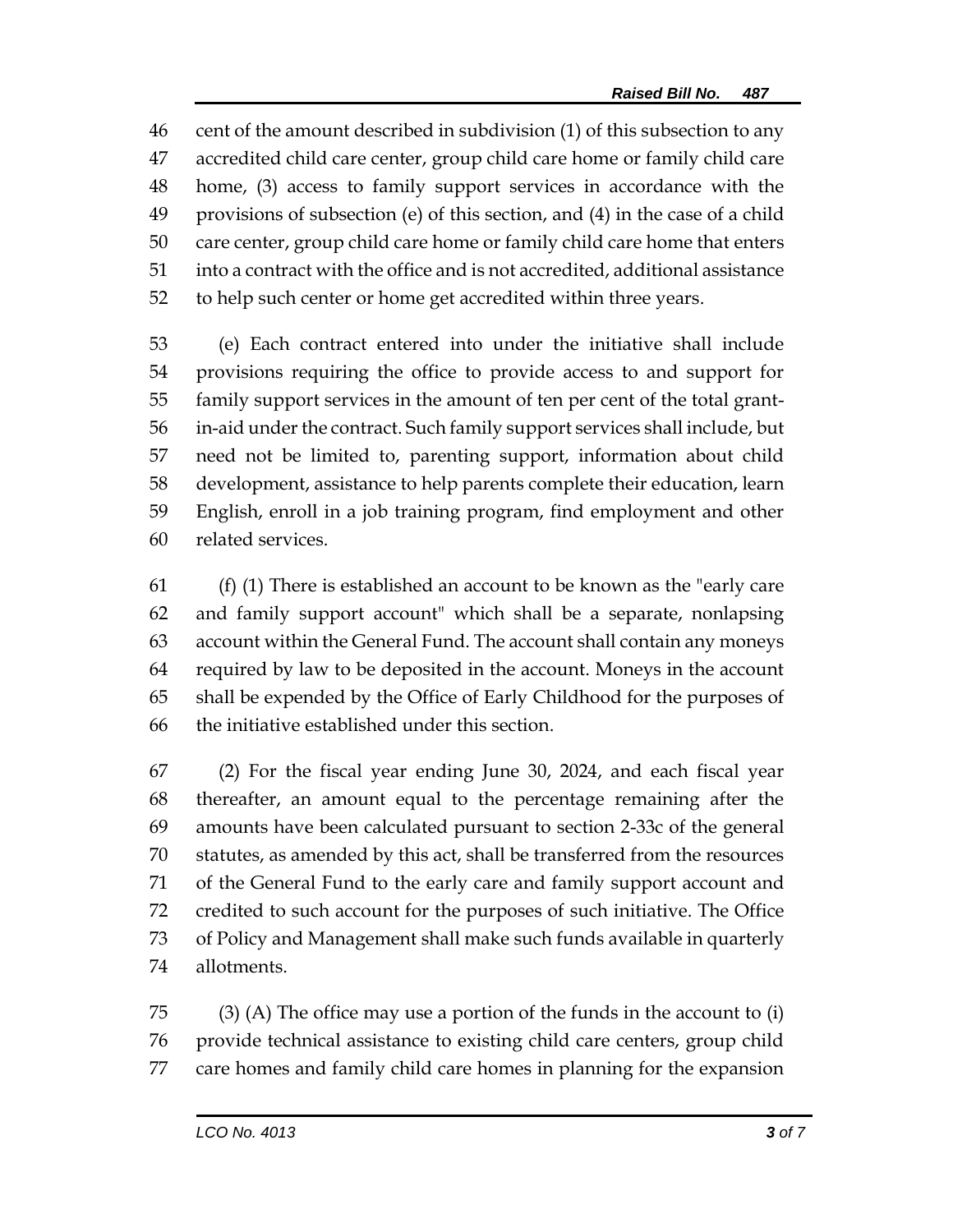cent of the amount described in subdivision (1) of this subsection to any accredited child care center, group child care home or family child care home, (3) access to family support services in accordance with the provisions of subsection (e) of this section, and (4) in the case of a child care center, group child care home or family child care home that enters into a contract with the office and is not accredited, additional assistance to help such center or home get accredited within three years.

(e) Each contract entered into under the initiative shall include provisions requiring the office to provide access to and support for family support services in the amount of ten per cent of the total grant-in-aid under the contract. Such family support services shall include, but need not be limited to, parenting support, information about child development, assistance to help parents complete their education, learn English, enroll in a job training program, find employment and other related services.

(f) (1) There is established an account to be known as the "early care and family support account" which shall be a separate, nonlapsing account within the General Fund. The account shall contain any moneys required by law to be deposited in the account. Moneys in the account shall be expended by the Office of Early Childhood for the purposes of the initiative established under this section.

(2) For the fiscal year ending June 30, 2024, and each fiscal year thereafter, an amount equal to the percentage remaining after the amounts have been calculated pursuant to section 2-33c of the general statutes, as amended by this act, shall be transferred from the resources of the General Fund to the early care and family support account and credited to such account for the purposes of such initiative. The Office of Policy and Management shall make such funds available in quarterly allotments.

(3) (A) The office may use a portion of the funds in the account to (i) provide technical assistance to existing child care centers, group child care homes and family child care homes in planning for the expansion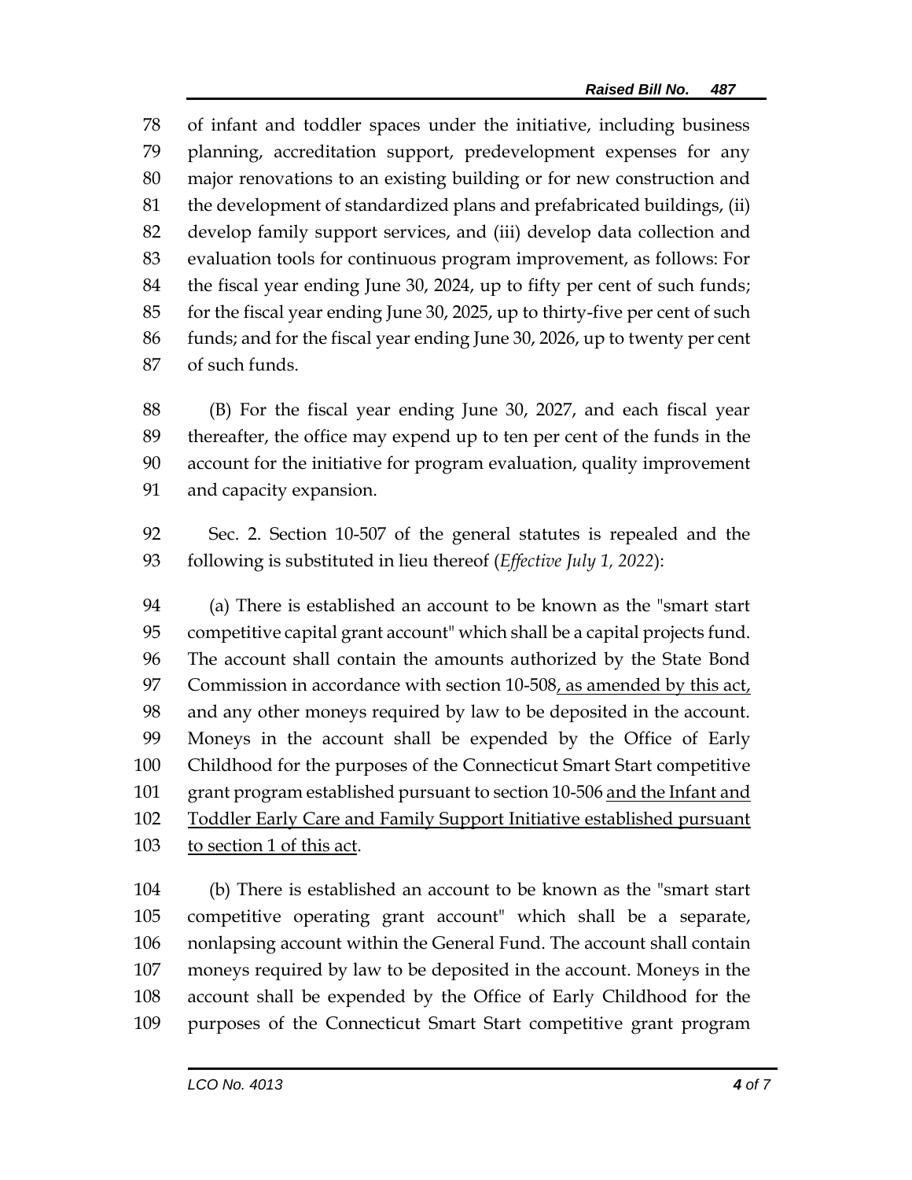of infant and toddler spaces under the initiative, including business planning, accreditation support, predevelopment expenses for any major renovations to an existing building or for new construction and the development of standardized plans and prefabricated buildings, (ii) develop family support services, and (iii) develop data collection and evaluation tools for continuous program improvement, as follows: For the fiscal year ending June 30, 2024, up to fifty per cent of such funds; for the fiscal year ending June 30, 2025, up to thirty-five per cent of such funds; and for the fiscal year ending June 30, 2026, up to twenty per cent of such funds.

(B) For the fiscal year ending June 30, 2027, and each fiscal year thereafter, the office may expend up to ten per cent of the funds in the account for the initiative for program evaluation, quality improvement and capacity expansion.

Sec. 2. Section 10-507 of the general statutes is repealed and the following is substituted in lieu thereof (*Effective July 1, 2022*):

(a) There is established an account to be known as the "smart start competitive capital grant account" which shall be a capital projects fund. The account shall contain the amounts authorized by the State Bond Commission in accordance with section 10-508<u>, as amended by this act,</u> and any other moneys required by law to be deposited in the account. Moneys in the account shall be expended by the Office of Early Childhood for the purposes of the Connecticut Smart Start competitive grant program established pursuant to section 10-506 <u>and the Infant and Toddler Early Care and Family Support Initiative established pursuant to section 1 of this act</u>.

(b) There is established an account to be known as the "smart start competitive operating grant account" which shall be a separate, nonlapsing account within the General Fund. The account shall contain moneys required by law to be deposited in the account. Moneys in the account shall be expended by the Office of Early Childhood for the purposes of the Connecticut Smart Start competitive grant program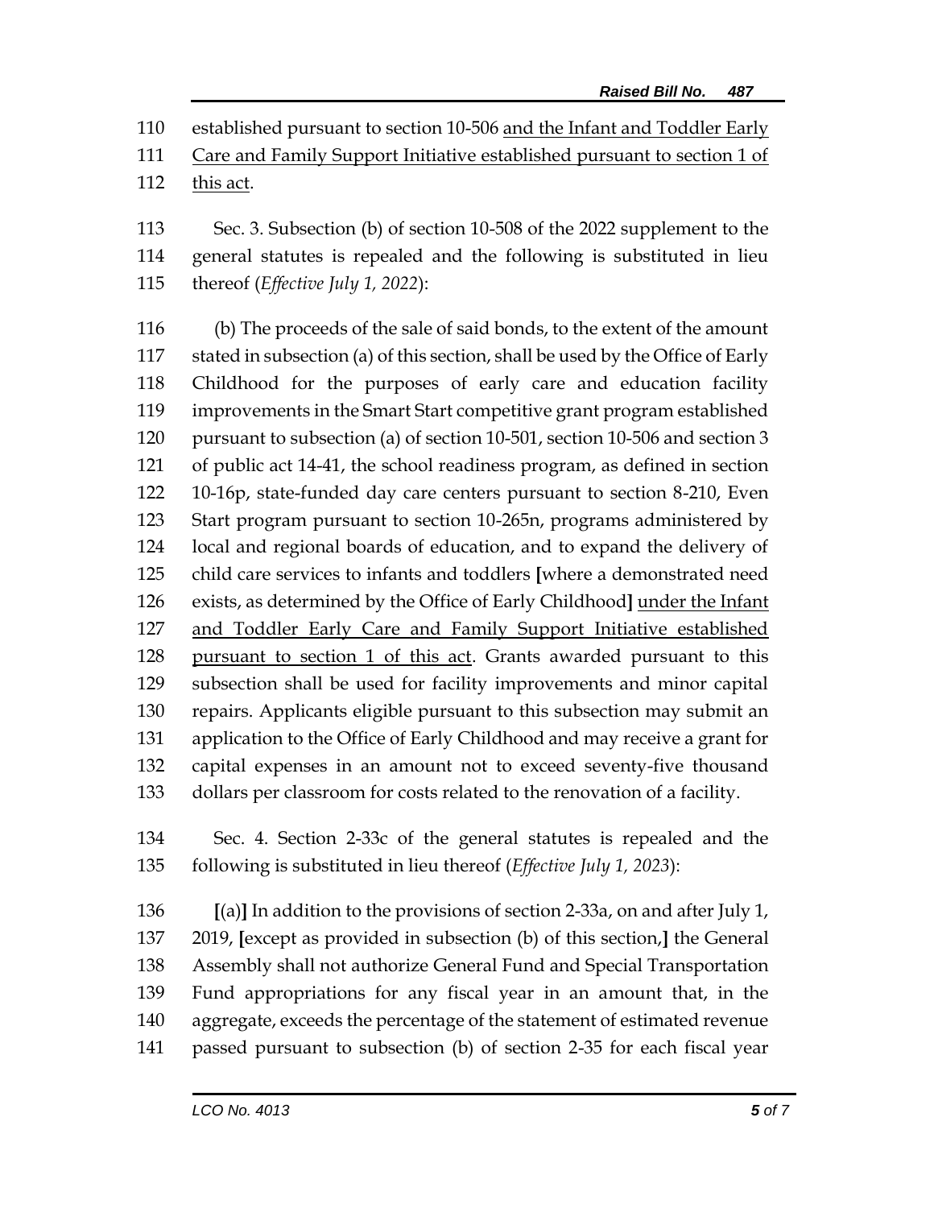110 established pursuant to section 10-506 <u>and the Infant and Toddler Early</u>
111 <u>Care and Family Support Initiative established pursuant to section 1 of</u>
112 <u>this act</u>.

113 Sec. 3. Subsection (b) of section 10-508 of the 2022 supplement to the
114 general statutes is repealed and the following is substituted in lieu
115 thereof (*Effective July 1, 2022*):

116 (b) The proceeds of the sale of said bonds, to the extent of the amount
117 stated in subsection (a) of this section, shall be used by the Office of Early
118 Childhood for the purposes of early care and education facility
119 improvements in the Smart Start competitive grant program established
120 pursuant to subsection (a) of section 10-501, section 10-506 and section 3
121 of public act 14-41, the school readiness program, as defined in section
122 10-16p, state-funded day care centers pursuant to section 8-210, Even
123 Start program pursuant to section 10-265n, programs administered by
124 local and regional boards of education, and to expand the delivery of
125 child care services to infants and toddlers **[**where a demonstrated need
126 exists, as determined by the Office of Early Childhood**]** <u>under the Infant</u>
127 <u>and Toddler Early Care and Family Support Initiative established</u>
128 <u>pursuant to section 1 of this act</u>. Grants awarded pursuant to this
129 subsection shall be used for facility improvements and minor capital
130 repairs. Applicants eligible pursuant to this subsection may submit an
131 application to the Office of Early Childhood and may receive a grant for
132 capital expenses in an amount not to exceed seventy-five thousand
133 dollars per classroom for costs related to the renovation of a facility.

134 Sec. 4. Section 2-33c of the general statutes is repealed and the
135 following is substituted in lieu thereof (*Effective July 1, 2023*):

136 **[**(a)**]** In addition to the provisions of section 2-33a, on and after July 1,
137 2019, **[**except as provided in subsection (b) of this section,**]** the General
138 Assembly shall not authorize General Fund and Special Transportation
139 Fund appropriations for any fiscal year in an amount that, in the
140 aggregate, exceeds the percentage of the statement of estimated revenue
141 passed pursuant to subsection (b) of section 2-35 for each fiscal year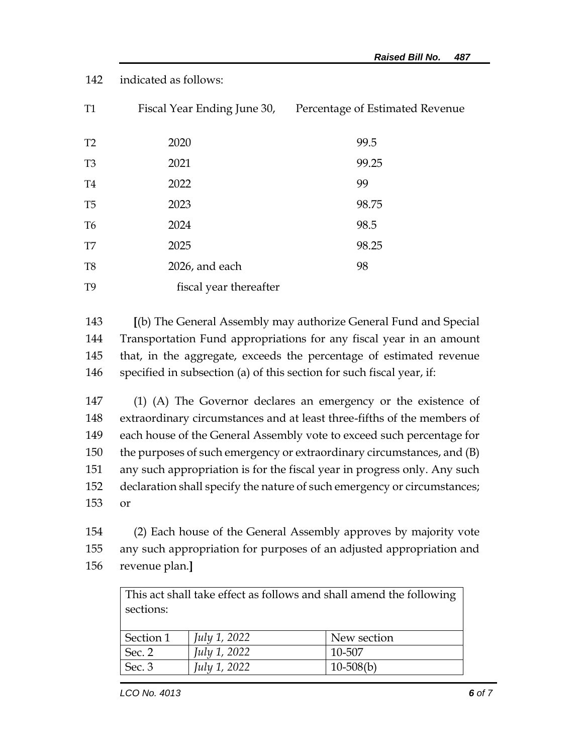142 indicated as follows:

| | Fiscal Year Ending June 30, | Percentage of Estimated Revenue |
|---|---|---|
| T2 | 2020 | 99.5 |
| T3 | 2021 | 99.25 |
| T4 | 2022 | 99 |
| T5 | 2023 | 98.75 |
| T6 | 2024 | 98.5 |
| T7 | 2025 | 98.25 |
| T8 | 2026, and each | 98 |
| T9 | fiscal year thereafter | |

143 [(b) The General Assembly may authorize General Fund and Special
144 Transportation Fund appropriations for any fiscal year in an amount
145 that, in the aggregate, exceeds the percentage of estimated revenue
146 specified in subsection (a) of this section for such fiscal year, if:

147 (1) (A) The Governor declares an emergency or the existence of
148 extraordinary circumstances and at least three-fifths of the members of
149 each house of the General Assembly vote to exceed such percentage for
150 the purposes of such emergency or extraordinary circumstances, and (B)
151 any such appropriation is for the fiscal year in progress only. Any such
152 declaration shall specify the nature of such emergency or circumstances;
153 or

154 (2) Each house of the General Assembly approves by majority vote
155 any such appropriation for purposes of an adjusted appropriation and
156 revenue plan.]

This act shall take effect as follows and shall amend the following sections:

| | | |
|---|---|---|
| Section 1 | *July 1, 2022* | New section |
| Sec. 2 | *July 1, 2022* | 10-507 |
| Sec. 3 | *July 1, 2022* | 10-508(b) |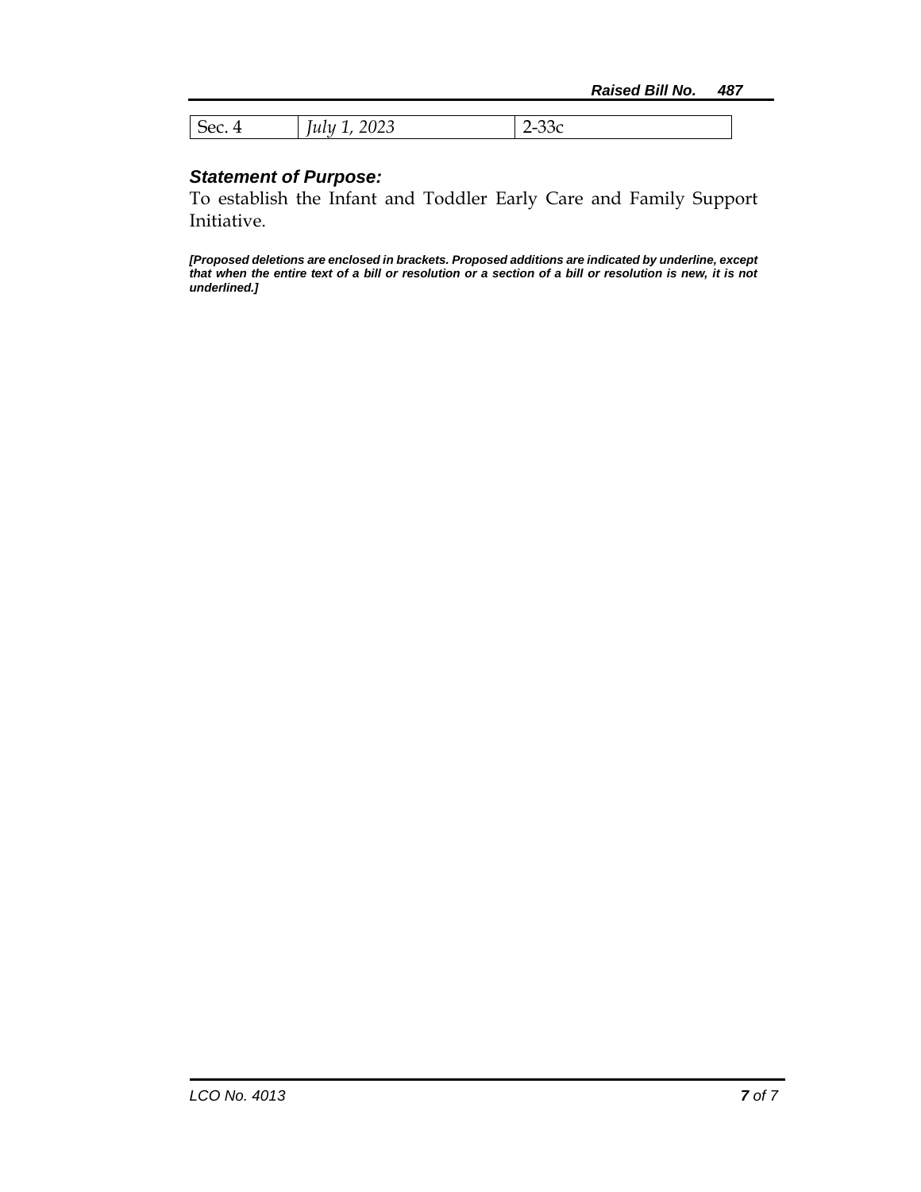| | | |
|---|---|---|
| Sec. 4 | *July 1, 2023* | 2-33c |

***Statement of Purpose:***

To establish the Infant and Toddler Early Care and Family Support Initiative.

***[Proposed deletions are enclosed in brackets. Proposed additions are indicated by underline, except that when the entire text of a bill or resolution or a section of a bill or resolution is new, it is not underlined.]***